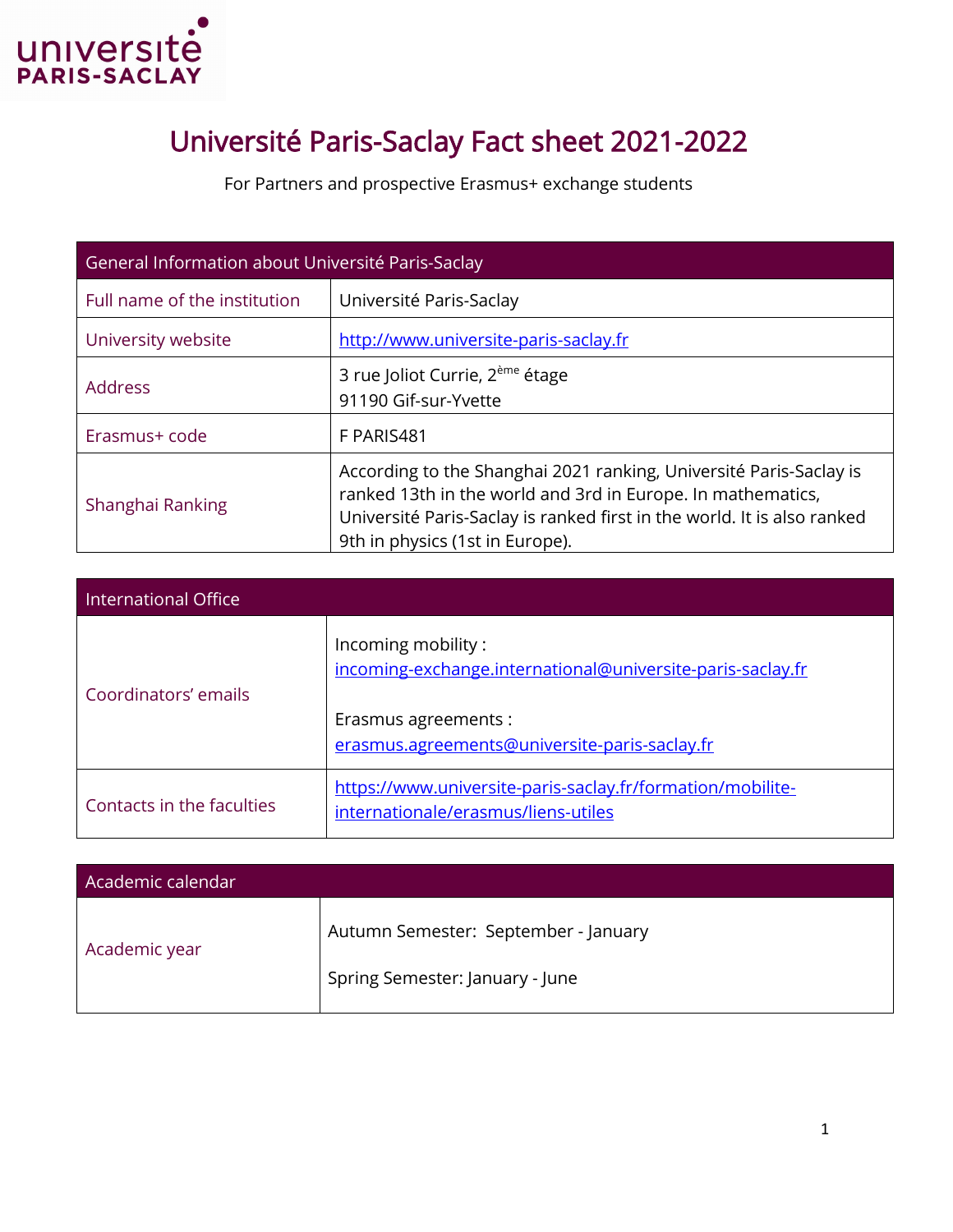# Université Paris-Saclay Fact sheet 2021-2022

For Partners and prospective Erasmus+ exchange students

| General Information about Université Paris-Saclay | |
|---|---|
| Full name of the institution | Université Paris-Saclay |
| University website | http://www.universite-paris-saclay.fr |
| Address | 3 rue Joliot Currie, 2ème étage<br>91190 Gif-sur-Yvette |
| Erasmus+ code | F PARIS481 |
| Shanghai Ranking | According to the Shanghai 2021 ranking, Université Paris-Saclay is ranked 13th in the world and 3rd in Europe. In mathematics, Université Paris-Saclay is ranked first in the world. It is also ranked 9th in physics (1st in Europe). |

| International Office | |
|---|---|
| Coordinators' emails | Incoming mobility :<br>incoming-exchange.international@universite-paris-saclay.fr<br><br>Erasmus agreements :<br>erasmus.agreements@universite-paris-saclay.fr |
| Contacts in the faculties | https://www.universite-paris-saclay.fr/formation/mobilite-internationale/erasmus/liens-utiles |

| Academic calendar | |
|---|---|
| Academic year | Autumn Semester: September - January<br><br>Spring Semester: January - June |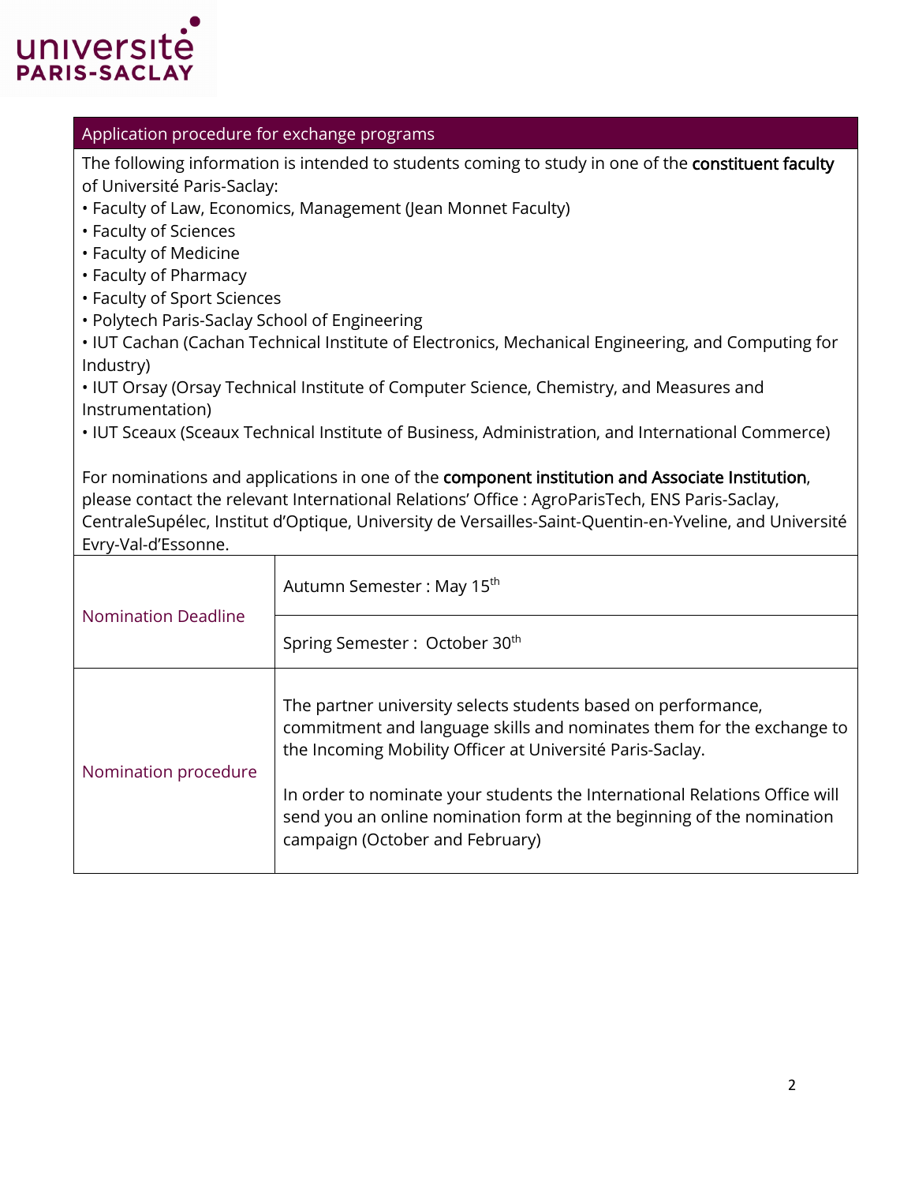## Application procedure for exchange programs

The following information is intended to students coming to study in one of the **constituent faculty** of Université Paris-Saclay:

- Faculty of Law, Economics, Management (Jean Monnet Faculty)
- Faculty of Sciences
- Faculty of Medicine
- Faculty of Pharmacy
- Faculty of Sport Sciences
- Polytech Paris-Saclay School of Engineering
- IUT Cachan (Cachan Technical Institute of Electronics, Mechanical Engineering, and Computing for Industry)
- IUT Orsay (Orsay Technical Institute of Computer Science, Chemistry, and Measures and Instrumentation)
- IUT Sceaux (Sceaux Technical Institute of Business, Administration, and International Commerce)

For nominations and applications in one of the **component institution and Associate Institution**, please contact the relevant International Relations' Office : AgroParisTech, ENS Paris-Saclay, CentraleSupélec, Institut d'Optique, University de Versailles-Saint-Quentin-en-Yveline, and Université Evry-Val-d'Essonne.

| | |
|---|---|
| Nomination Deadline | Autumn Semester : May 15th |
| | Spring Semester : October 30th |
| Nomination procedure | The partner university selects students based on performance, commitment and language skills and nominates them for the exchange to the Incoming Mobility Officer at Université Paris-Saclay.<br><br>In order to nominate your students the International Relations Office will send you an online nomination form at the beginning of the nomination campaign (October and February) |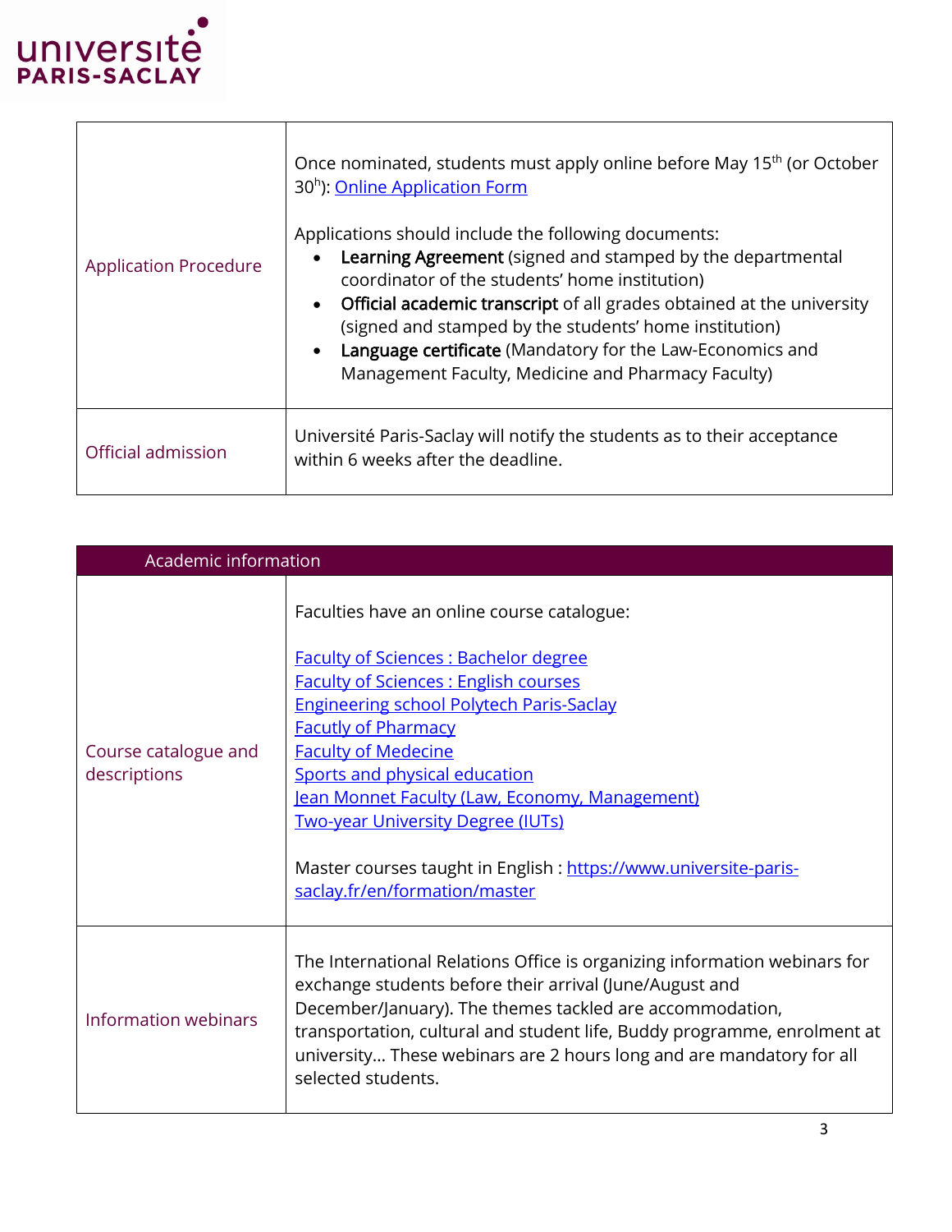| | |
|---|---|
| Application Procedure | Once nominated, students must apply online before May 15$^{th}$ (or October 30$^{h}$): Online Application Form<br><br>Applications should include the following documents:<br>• **Learning Agreement** (signed and stamped by the departmental coordinator of the students' home institution)<br>• **Official academic transcript** of all grades obtained at the university (signed and stamped by the students' home institution)<br>• **Language certificate** (Mandatory for the Law-Economics and Management Faculty, Medicine and Pharmacy Faculty) |
| Official admission | Université Paris-Saclay will notify the students as to their acceptance within 6 weeks after the deadline. |

| Academic information | |
|---|---|
| Course catalogue and descriptions | Faculties have an online course catalogue:<br><br>Faculty of Sciences : Bachelor degree<br>Faculty of Sciences : English courses<br>Engineering school Polytech Paris-Saclay<br>Facutly of Pharmacy<br>Faculty of Medecine<br>Sports and physical education<br>Jean Monnet Faculty (Law, Economy, Management)<br>Two-year University Degree (IUTs)<br><br>Master courses taught in English : https://www.universite-paris-saclay.fr/en/formation/master |
| Information webinars | The International Relations Office is organizing information webinars for exchange students before their arrival (June/August and December/January). The themes tackled are accommodation, transportation, cultural and student life, Buddy programme, enrolment at university… These webinars are 2 hours long and are mandatory for all selected students. |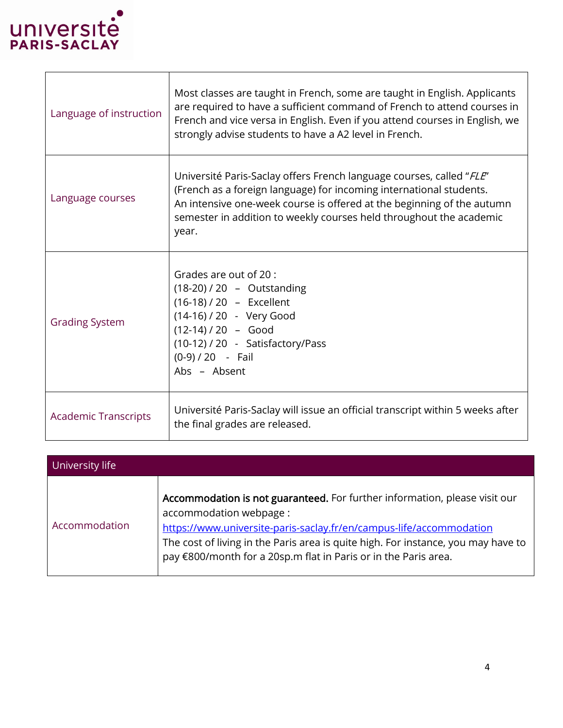| | |
|---|---|
| Language of instruction | Most classes are taught in French, some are taught in English. Applicants are required to have a sufficient command of French to attend courses in French and vice versa in English. Even if you attend courses in English, we strongly advise students to have a A2 level in French. |
| Language courses | Université Paris-Saclay offers French language courses, called "*FLE*" (French as a foreign language) for incoming international students.<br>An intensive one-week course is offered at the beginning of the autumn semester in addition to weekly courses held throughout the academic year. |
| Grading System | Grades are out of 20 :<br>(18-20) / 20 – Outstanding<br>(16-18) / 20 – Excellent<br>(14-16) / 20 - Very Good<br>(12-14) / 20 – Good<br>(10-12) / 20 - Satisfactory/Pass<br>(0-9) / 20 - Fail<br>Abs – Absent |
| Academic Transcripts | Université Paris-Saclay will issue an official transcript within 5 weeks after the final grades are released. |

| University life | |
|---|---|
| Accommodation | **Accommodation is not guaranteed.** For further information, please visit our accommodation webpage :<br>[https://www.universite-paris-saclay.fr/en/campus-life/accommodation](https://www.universite-paris-saclay.fr/en/campus-life/accommodation)<br>The cost of living in the Paris area is quite high. For instance, you may have to pay €800/month for a 20sp.m flat in Paris or in the Paris area. |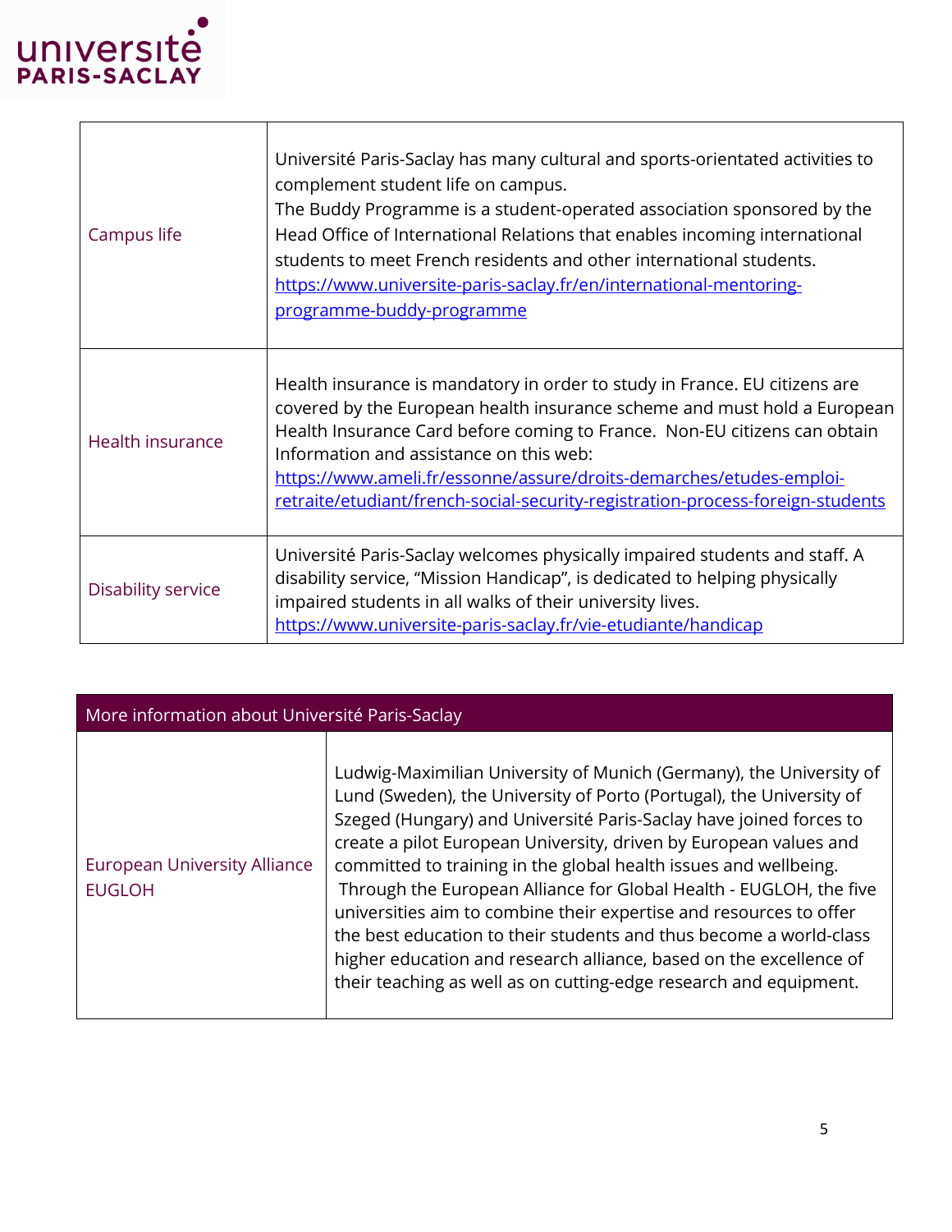| | |
|---|---|
| Campus life | Université Paris-Saclay has many cultural and sports-orientated activities to complement student life on campus.<br>The Buddy Programme is a student-operated association sponsored by the Head Office of International Relations that enables incoming international students to meet French residents and other international students.<br>https://www.universite-paris-saclay.fr/en/international-mentoring-programme-buddy-programme |
| Health insurance | Health insurance is mandatory in order to study in France. EU citizens are covered by the European health insurance scheme and must hold a European Health Insurance Card before coming to France. Non-EU citizens can obtain Information and assistance on this web:<br>https://www.ameli.fr/essonne/assure/droits-demarches/etudes-emploi-retraite/etudiant/french-social-security-registration-process-foreign-students |
| Disability service | Université Paris-Saclay welcomes physically impaired students and staff. A disability service, "Mission Handicap", is dedicated to helping physically impaired students in all walks of their university lives.<br>https://www.universite-paris-saclay.fr/vie-etudiante/handicap |

| More information about Université Paris-Saclay | |
|---|---|
| European University Alliance EUGLOH | Ludwig-Maximilian University of Munich (Germany), the University of Lund (Sweden), the University of Porto (Portugal), the University of Szeged (Hungary) and Université Paris-Saclay have joined forces to create a pilot European University, driven by European values and committed to training in the global health issues and wellbeing.<br>Through the European Alliance for Global Health - EUGLOH, the five universities aim to combine their expertise and resources to offer the best education to their students and thus become a world-class higher education and research alliance, based on the excellence of their teaching as well as on cutting-edge research and equipment. |